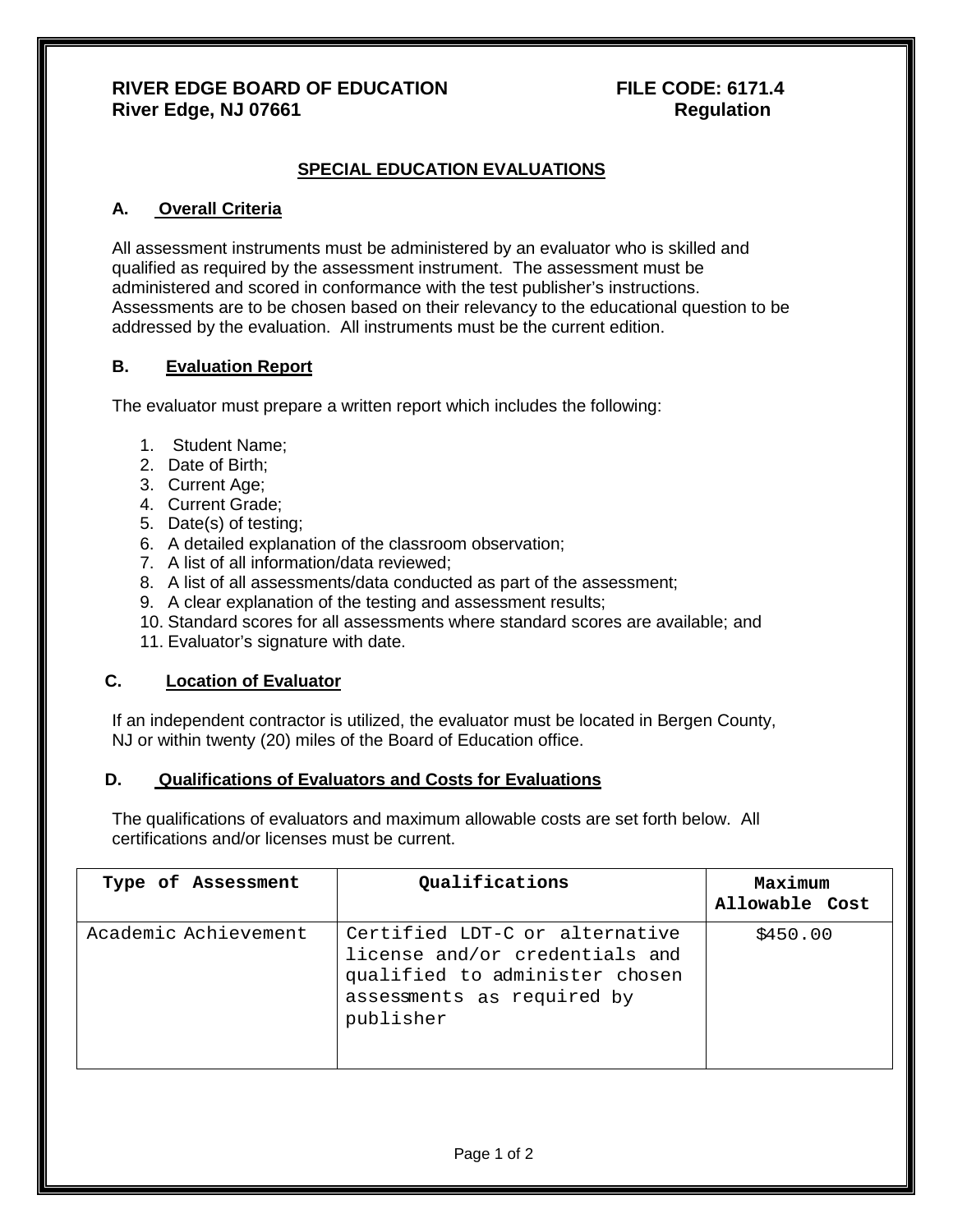**RIVER EDGE BOARD OF EDUCATION** **FILE CODE: 6171.4**
**River Edge, NJ 07661** **Regulation**

## SPECIAL EDUCATION EVALUATIONS

### A. Overall Criteria

All assessment instruments must be administered by an evaluator who is skilled and qualified as required by the assessment instrument. The assessment must be administered and scored in conformance with the test publisher's instructions. Assessments are to be chosen based on their relevancy to the educational question to be addressed by the evaluation. All instruments must be the current edition.

### B. Evaluation Report

The evaluator must prepare a written report which includes the following:

1. Student Name;
2. Date of Birth;
3. Current Age;
4. Current Grade;
5. Date(s) of testing;
6. A detailed explanation of the classroom observation;
7. A list of all information/data reviewed;
8. A list of all assessments/data conducted as part of the assessment;
9. A clear explanation of the testing and assessment results;
10. Standard scores for all assessments where standard scores are available; and
11. Evaluator's signature with date.

### C. Location of Evaluator

If an independent contractor is utilized, the evaluator must be located in Bergen County, NJ or within twenty (20) miles of the Board of Education office.

### D. Qualifications of Evaluators and Costs for Evaluations

The qualifications of evaluators and maximum allowable costs are set forth below. All certifications and/or licenses must be current.

| Type of Assessment | Qualifications | Maximum Allowable Cost |
|---|---|---|
| Academic Achievement | Certified LDT-C or alternative license and/or credentials and qualified to administer chosen assessments as required by publisher | $450.00 |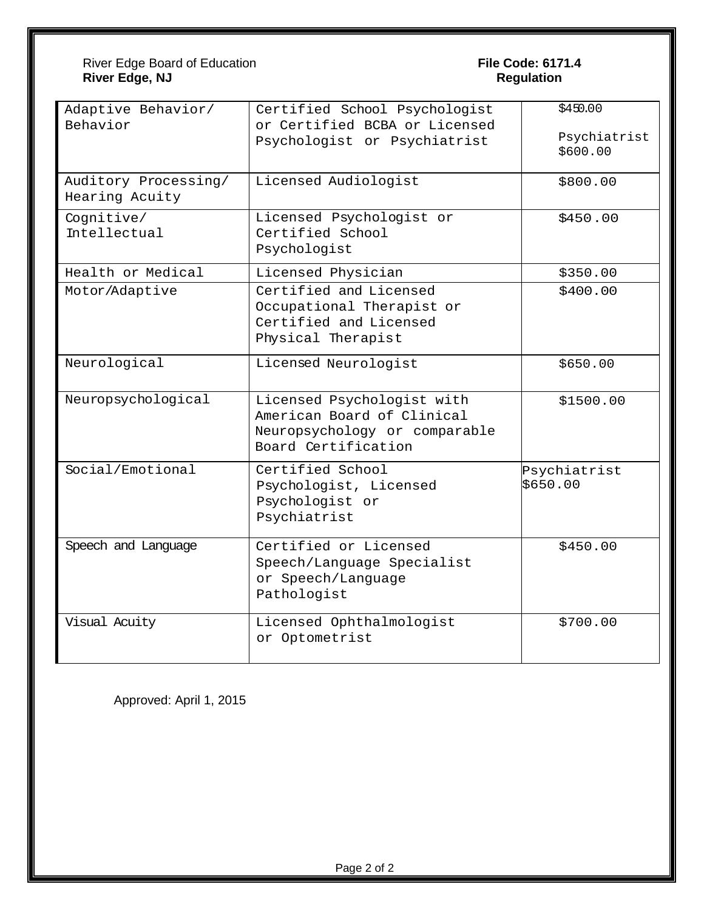| | | |
|---|---|---|
| Adaptive Behavior/ Behavior | Certified School Psychologist or Certified BCBA or Licensed Psychologist or Psychiatrist | $450.00<br><br>Psychiatrist $600.00 |
| Auditory Processing/ Hearing Acuity | Licensed Audiologist | $800.00 |
| Cognitive/ Intellectual | Licensed Psychologist or Certified School Psychologist | $450.00 |
| Health or Medical | Licensed Physician | $350.00 |
| Motor/Adaptive | Certified and Licensed Occupational Therapist or Certified and Licensed Physical Therapist | $400.00 |
| Neurological | Licensed Neurologist | $650.00 |
| Neuropsychological | Licensed Psychologist with American Board of Clinical Neuropsychology or comparable Board Certification | $1500.00 |
| Social/Emotional | Certified School Psychologist, Licensed Psychologist or Psychiatrist | Psychiatrist $650.00 |
| Speech and Language | Certified or Licensed Speech/Language Specialist or Speech/Language Pathologist | $450.00 |
| Visual Acuity | Licensed Ophthalmologist or Optometrist | $700.00 |

Approved: April 1, 2015